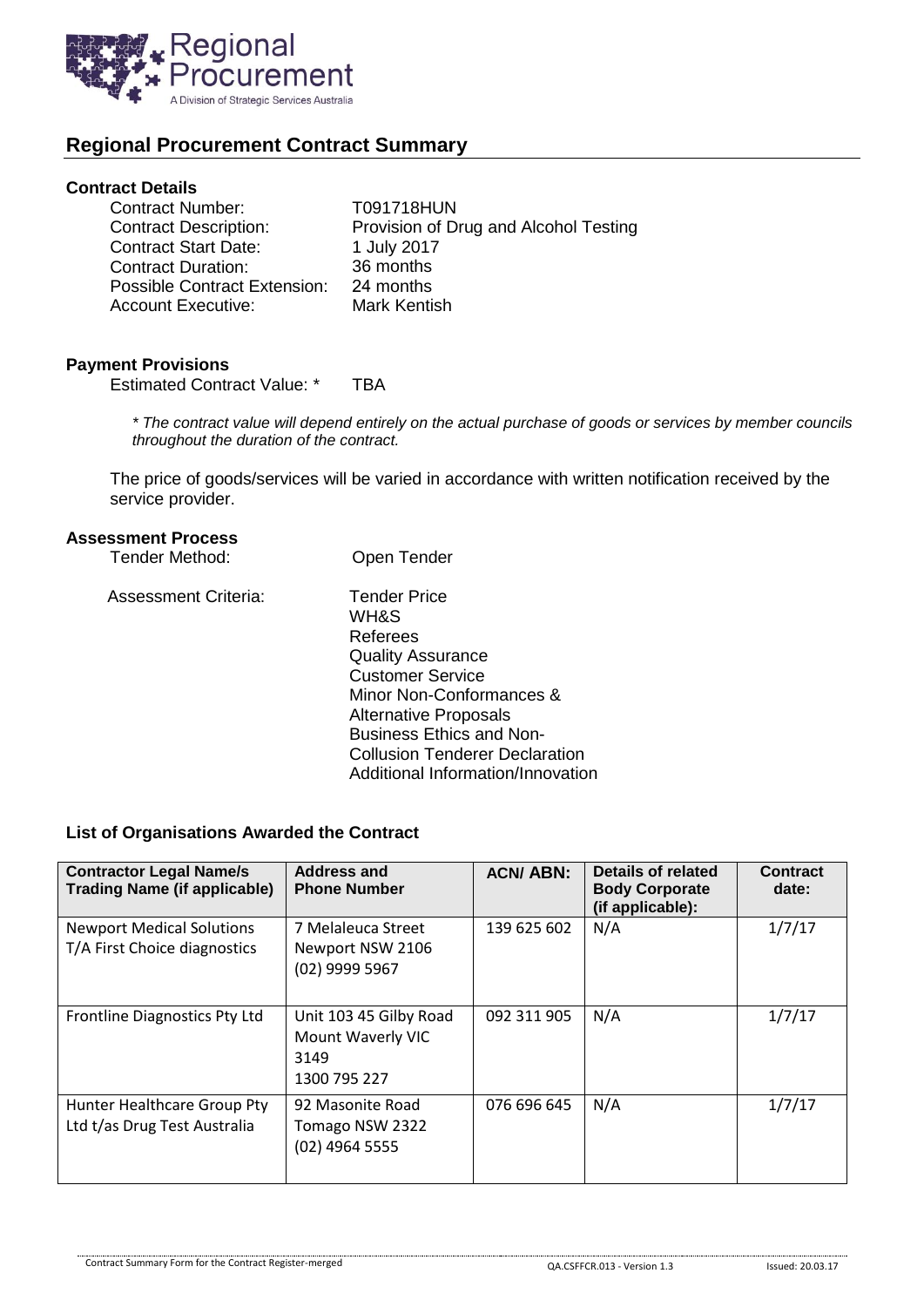## Regional Procurement Contract Summary

### Contract Details

| | |
|---|---|
| Contract Number: | T091718HUN |
| Contract Description: | Provision of Drug and Alcohol Testing |
| Contract Start Date: | 1 July 2017 |
| Contract Duration: | 36 months |
| Possible Contract Extension: | 24 months |
| Account Executive: | Mark Kentish |

### Payment Provisions

Estimated Contract Value: * TBA

*\* The contract value will depend entirely on the actual purchase of goods or services by member councils throughout the duration of the contract.*

The price of goods/services will be varied in accordance with written notification received by the service provider.

### Assessment Process

Tender Method: Open Tender

Assessment Criteria:

- Tender Price
- WH&S
- Referees
- Quality Assurance
- Customer Service
- Minor Non-Conformances & Alternative Proposals
- Business Ethics and Non-Collusion Tenderer Declaration
- Additional Information/Innovation

### List of Organisations Awarded the Contract

| Contractor Legal Name/s Trading Name (if applicable) | Address and Phone Number | ACN/ ABN: | Details of related Body Corporate (if applicable): | Contract date: |
|---|---|---|---|---|
| Newport Medical Solutions T/A First Choice diagnostics | 7 Melaleuca Street Newport NSW 2106 (02) 9999 5967 | 139 625 602 | N/A | 1/7/17 |
| Frontline Diagnostics Pty Ltd | Unit 103 45 Gilby Road Mount Waverly VIC 3149 1300 795 227 | 092 311 905 | N/A | 1/7/17 |
| Hunter Healthcare Group Pty Ltd t/as Drug Test Australia | 92 Masonite Road Tomago NSW 2322 (02) 4964 5555 | 076 696 645 | N/A | 1/7/17 |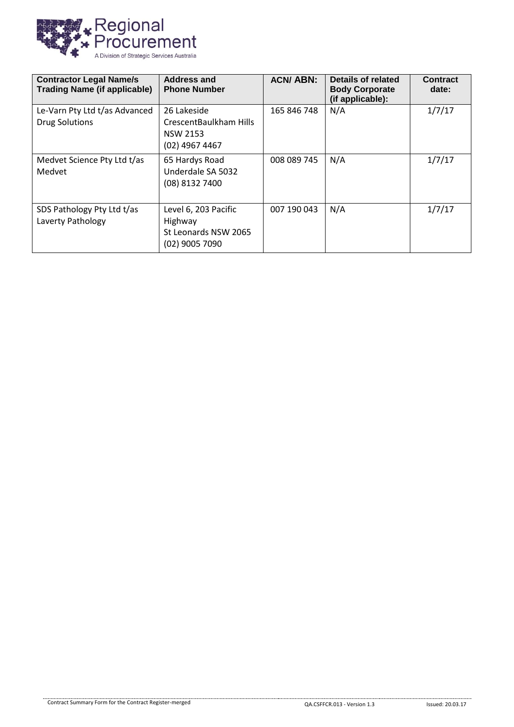| Contractor Legal Name/s Trading Name (if applicable) | Address and Phone Number | ACN/ ABN: | Details of related Body Corporate (if applicable): | Contract date: |
|---|---|---|---|---|
| Le-Varn Pty Ltd t/as Advanced Drug Solutions | 26 Lakeside CrescentBaulkham Hills NSW 2153 (02) 4967 4467 | 165 846 748 | N/A | 1/7/17 |
| Medvet Science Pty Ltd t/as Medvet | 65 Hardys Road Underdale SA 5032 (08) 8132 7400 | 008 089 745 | N/A | 1/7/17 |
| SDS Pathology Pty Ltd t/as Laverty Pathology | Level 6, 203 Pacific Highway St Leonards NSW 2065 (02) 9005 7090 | 007 190 043 | N/A | 1/7/17 |